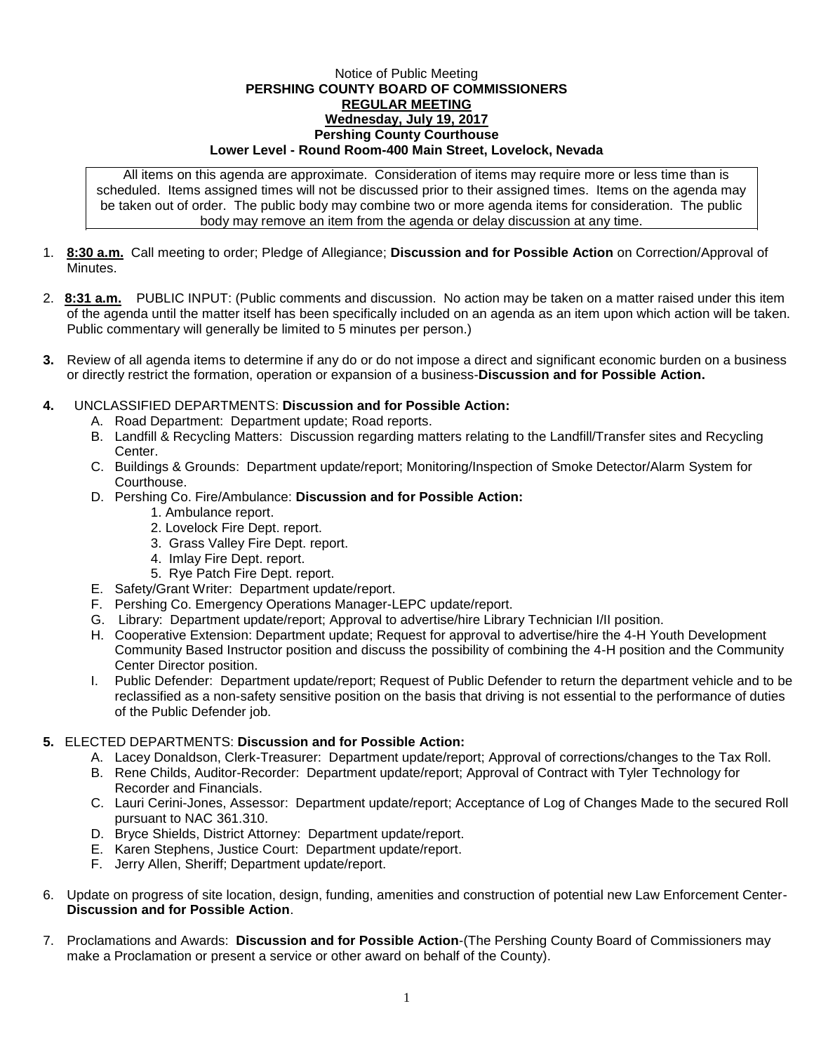Notice of Public Meeting

**PERSHING COUNTY BOARD OF COMMISSIONERS**

**REGULAR MEETING**

**Wednesday, July 19, 2017**

**Pershing County Courthouse**

**Lower Level - Round Room-400 Main Street, Lovelock, Nevada**

All items on this agenda are approximate. Consideration of items may require more or less time than is scheduled. Items assigned times will not be discussed prior to their assigned times. Items on the agenda may be taken out of order. The public body may combine two or more agenda items for consideration. The public body may remove an item from the agenda or delay discussion at any time.

1. **8:30 a.m.** Call meeting to order; Pledge of Allegiance; **Discussion and for Possible Action** on Correction/Approval of Minutes.

2. **8:31 a.m.** PUBLIC INPUT: (Public comments and discussion. No action may be taken on a matter raised under this item of the agenda until the matter itself has been specifically included on an agenda as an item upon which action will be taken. Public commentary will generally be limited to 5 minutes per person.)

3. Review of all agenda items to determine if any do or do not impose a direct and significant economic burden on a business or directly restrict the formation, operation or expansion of a business-**Discussion and for Possible Action.**

4. UNCLASSIFIED DEPARTMENTS: **Discussion and for Possible Action:**
   - A. Road Department: Department update; Road reports.
   - B. Landfill & Recycling Matters: Discussion regarding matters relating to the Landfill/Transfer sites and Recycling Center.
   - C. Buildings & Grounds: Department update/report; Monitoring/Inspection of Smoke Detector/Alarm System for Courthouse.
   - D. Pershing Co. Fire/Ambulance: **Discussion and for Possible Action:**
     1. Ambulance report.
     2. Lovelock Fire Dept. report.
     3. Grass Valley Fire Dept. report.
     4. Imlay Fire Dept. report.
     5. Rye Patch Fire Dept. report.
   - E. Safety/Grant Writer: Department update/report.
   - F. Pershing Co. Emergency Operations Manager-LEPC update/report.
   - G. Library: Department update/report; Approval to advertise/hire Library Technician I/II position.
   - H. Cooperative Extension: Department update; Request for approval to advertise/hire the 4-H Youth Development Community Based Instructor position and discuss the possibility of combining the 4-H position and the Community Center Director position.
   - I. Public Defender: Department update/report; Request of Public Defender to return the department vehicle and to be reclassified as a non-safety sensitive position on the basis that driving is not essential to the performance of duties of the Public Defender job.

5. ELECTED DEPARTMENTS: **Discussion and for Possible Action:**
   - A. Lacey Donaldson, Clerk-Treasurer: Department update/report; Approval of corrections/changes to the Tax Roll.
   - B. Rene Childs, Auditor-Recorder: Department update/report; Approval of Contract with Tyler Technology for Recorder and Financials.
   - C. Lauri Cerini-Jones, Assessor: Department update/report; Acceptance of Log of Changes Made to the secured Roll pursuant to NAC 361.310.
   - D. Bryce Shields, District Attorney: Department update/report.
   - E. Karen Stephens, Justice Court: Department update/report.
   - F. Jerry Allen, Sheriff; Department update/report.

6. Update on progress of site location, design, funding, amenities and construction of potential new Law Enforcement Center-**Discussion and for Possible Action**.

7. Proclamations and Awards: **Discussion and for Possible Action**-(The Pershing County Board of Commissioners may make a Proclamation or present a service or other award on behalf of the County).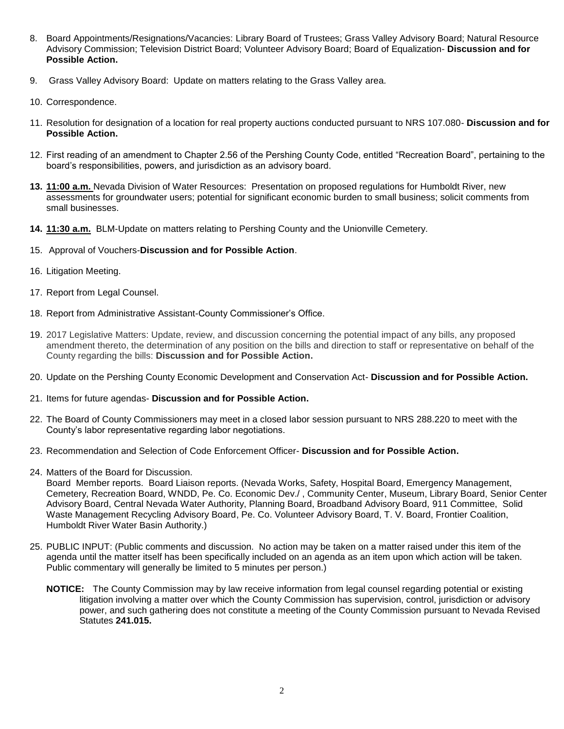8. Board Appointments/Resignations/Vacancies: Library Board of Trustees; Grass Valley Advisory Board; Natural Resource Advisory Commission; Television District Board; Volunteer Advisory Board; Board of Equalization- **Discussion and for Possible Action.**

9. Grass Valley Advisory Board: Update on matters relating to the Grass Valley area.

10. Correspondence.

11. Resolution for designation of a location for real property auctions conducted pursuant to NRS 107.080- **Discussion and for Possible Action.**

12. First reading of an amendment to Chapter 2.56 of the Pershing County Code, entitled "Recreation Board", pertaining to the board's responsibilities, powers, and jurisdiction as an advisory board.

13. **11:00 a.m.** Nevada Division of Water Resources: Presentation on proposed regulations for Humboldt River, new assessments for groundwater users; potential for significant economic burden to small business; solicit comments from small businesses.

14. **11:30 a.m.** BLM-Update on matters relating to Pershing County and the Unionville Cemetery.

15. Approval of Vouchers-**Discussion and for Possible Action**.

16. Litigation Meeting.

17. Report from Legal Counsel.

18. Report from Administrative Assistant-County Commissioner's Office.

19. 2017 Legislative Matters: Update, review, and discussion concerning the potential impact of any bills, any proposed amendment thereto, the determination of any position on the bills and direction to staff or representative on behalf of the County regarding the bills: **Discussion and for Possible Action.**

20. Update on the Pershing County Economic Development and Conservation Act- **Discussion and for Possible Action.**

21. Items for future agendas- **Discussion and for Possible Action.**

22. The Board of County Commissioners may meet in a closed labor session pursuant to NRS 288.220 to meet with the County's labor representative regarding labor negotiations.

23. Recommendation and Selection of Code Enforcement Officer- **Discussion and for Possible Action.**

24. Matters of the Board for Discussion.
    Board Member reports. Board Liaison reports. (Nevada Works, Safety, Hospital Board, Emergency Management, Cemetery, Recreation Board, WNDD, Pe. Co. Economic Dev./ , Community Center, Museum, Library Board, Senior Center Advisory Board, Central Nevada Water Authority, Planning Board, Broadband Advisory Board, 911 Committee, Solid Waste Management Recycling Advisory Board, Pe. Co. Volunteer Advisory Board, T. V. Board, Frontier Coalition, Humboldt River Water Basin Authority.)

25. PUBLIC INPUT: (Public comments and discussion. No action may be taken on a matter raised under this item of the agenda until the matter itself has been specifically included on an agenda as an item upon which action will be taken. Public commentary will generally be limited to 5 minutes per person.)

    **NOTICE:** The County Commission may by law receive information from legal counsel regarding potential or existing litigation involving a matter over which the County Commission has supervision, control, jurisdiction or advisory power, and such gathering does not constitute a meeting of the County Commission pursuant to Nevada Revised Statutes **241.015.**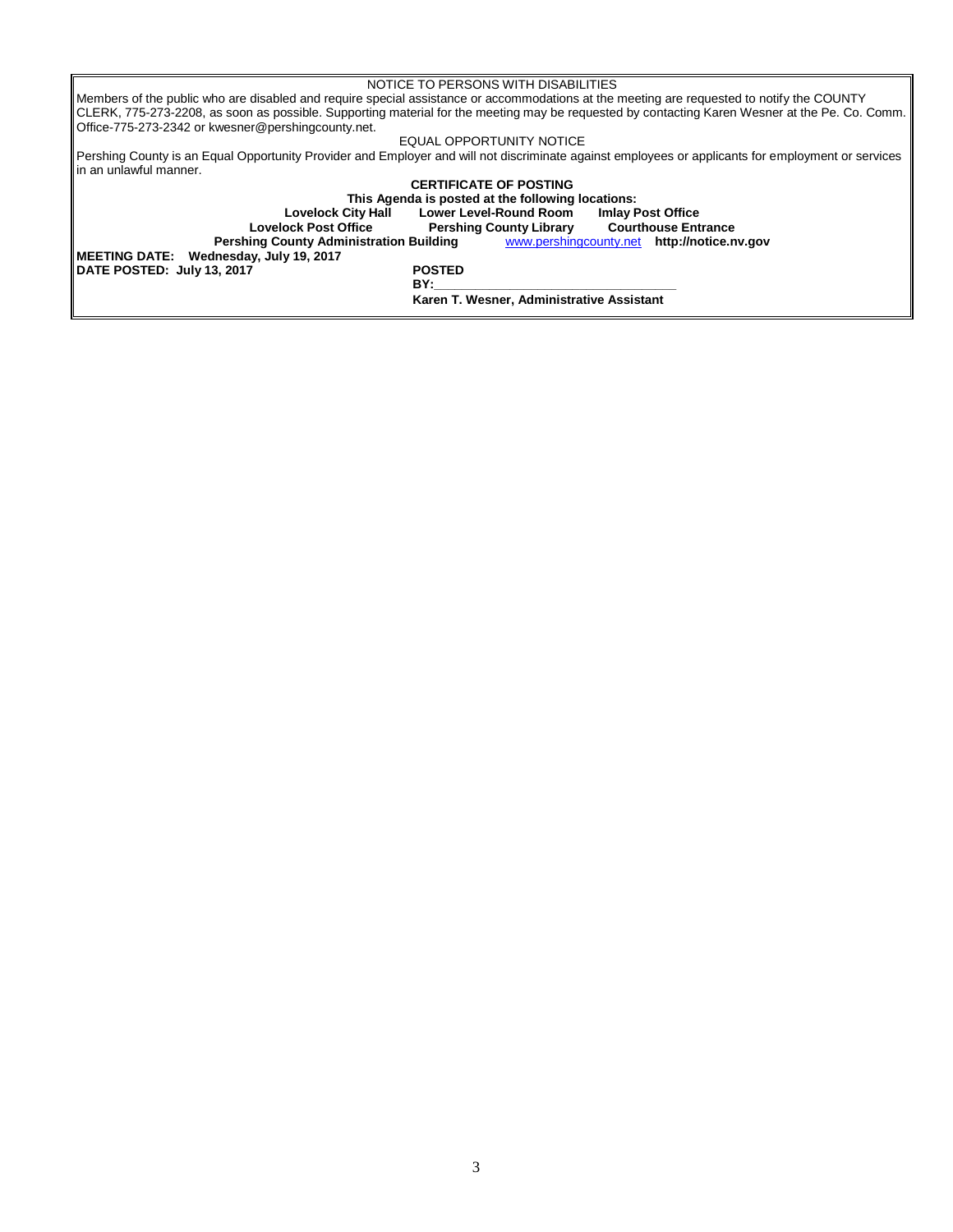NOTICE TO PERSONS WITH DISABILITIES

Members of the public who are disabled and require special assistance or accommodations at the meeting are requested to notify the COUNTY CLERK, 775-273-2208, as soon as possible. Supporting material for the meeting may be requested by contacting Karen Wesner at the Pe. Co. Comm. Office-775-273-2342 or kwesner@pershingcounty.net.

EQUAL OPPORTUNITY NOTICE

Pershing County is an Equal Opportunity Provider and Employer and will not discriminate against employees or applicants for employment or services in an unlawful manner.

**CERTIFICATE OF POSTING**

**This Agenda is posted at the following locations:**

**Lovelock City Hall** **Lower Level-Round Room** **Imlay Post Office**

**Lovelock Post Office** **Pershing County Library** **Courthouse Entrance**

**Pershing County Administration Building** www.pershingcounty.net **http://notice.nv.gov**

**MEETING DATE: Wednesday, July 19, 2017**

**DATE POSTED: July 13, 2017**

**POSTED BY:\_\_\_\_\_\_\_\_\_\_\_\_\_\_\_\_\_\_\_\_\_\_\_\_\_\_\_\_\_\_\_\_**

**Karen T. Wesner, Administrative Assistant**